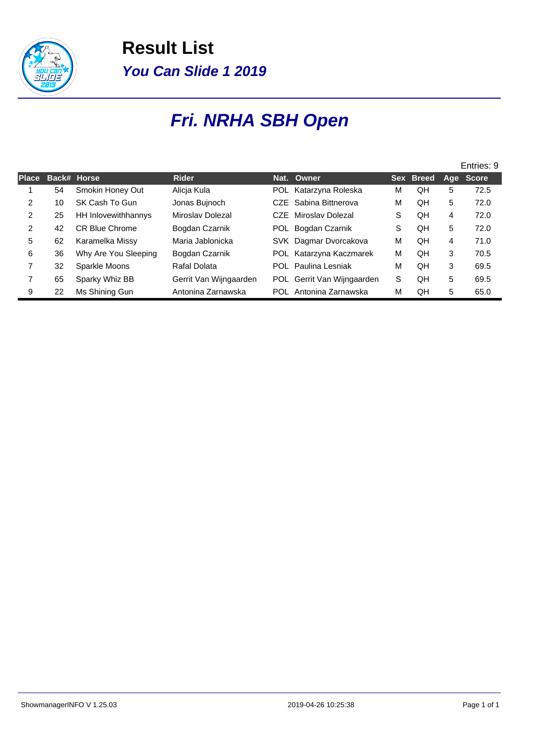# Result List

## *You Can Slide 1 2019*

# *Fri. NRHA SBH Open*

Entries: 9

| Place | Back# | Horse | Rider | Nat. | Owner | Sex | Breed | Age | Score |
|---|---|---|---|---|---|---|---|---|---|
| 1 | 54 | Smokin Honey Out | Alicja Kula | POL | Katarzyna Roleska | M | QH | 5 | 72.5 |
| 2 | 10 | SK Cash To Gun | Jonas Bujnoch | CZE | Sabina Bittnerova | M | QH | 5 | 72.0 |
| 2 | 25 | HH Inlovewithhannys | Miroslav Dolezal | CZE | Miroslav Dolezal | S | QH | 4 | 72.0 |
| 2 | 42 | CR Blue Chrome | Bogdan Czarnik | POL | Bogdan Czarnik | S | QH | 5 | 72.0 |
| 5 | 62 | Karamelka Missy | Maria Jablonicka | SVK | Dagmar Dvorcakova | M | QH | 4 | 71.0 |
| 6 | 36 | Why Are You Sleeping | Bogdan Czarnik | POL | Katarzyna Kaczmarek | M | QH | 3 | 70.5 |
| 7 | 32 | Sparkle Moons | Rafal Dolata | POL | Paulina Lesniak | M | QH | 3 | 69.5 |
| 7 | 65 | Sparky Whiz BB | Gerrit Van Wijngaarden | POL | Gerrit Van Wijngaarden | S | QH | 5 | 69.5 |
| 9 | 22 | Ms Shining Gun | Antonina Zarnawska | POL | Antonina Zarnawska | M | QH | 5 | 65.0 |

ShowmanagerINFO V 1.25.03 | 2019-04-26 10:25:38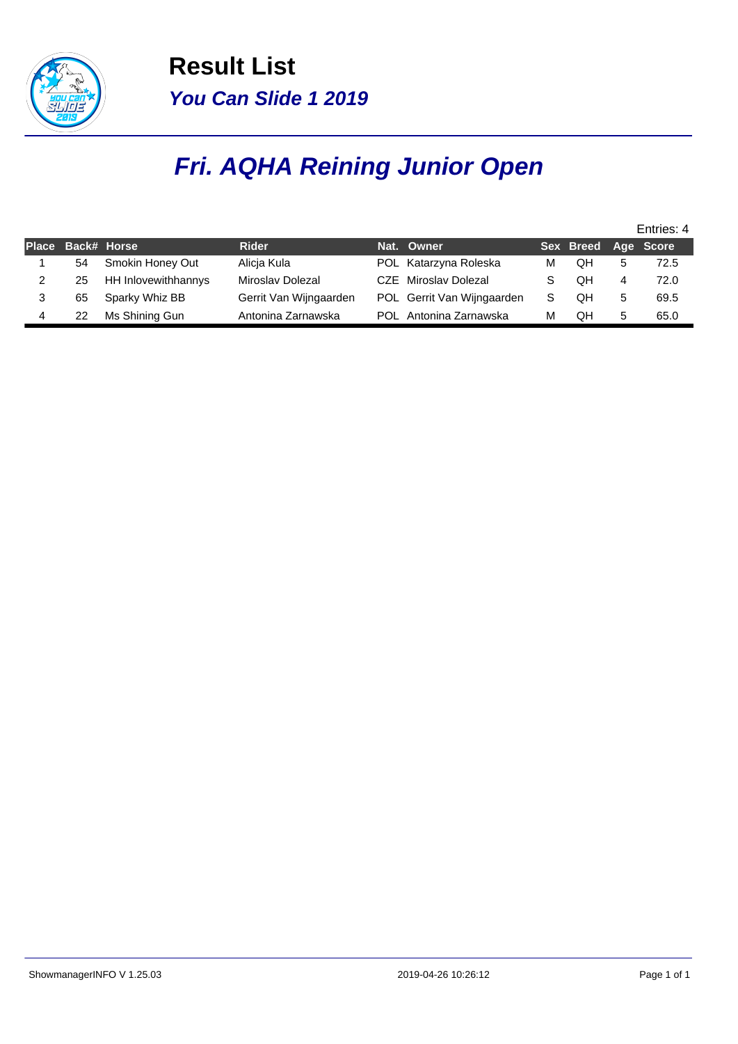# Result List

## *You Can Slide 1 2019*

# *Fri. AQHA Reining Junior Open*

Entries: 4

| Place | Back# | Horse | Rider | Nat. | Owner | Sex | Breed | Age | Score |
|---|---|---|---|---|---|---|---|---|---|
| 1 | 54 | Smokin Honey Out | Alicja Kula | POL | Katarzyna Roleska | M | QH | 5 | 72.5 |
| 2 | 25 | HH Inlovewithhannys | Miroslav Dolezal | CZE | Miroslav Dolezal | S | QH | 4 | 72.0 |
| 3 | 65 | Sparky Whiz BB | Gerrit Van Wijngaarden | POL | Gerrit Van Wijngaarden | S | QH | 5 | 69.5 |
| 4 | 22 | Ms Shining Gun | Antonina Zarnawska | POL | Antonina Zarnawska | M | QH | 5 | 65.0 |

ShowmanagerINFO V 1.25.03 2019-04-26 10:26:12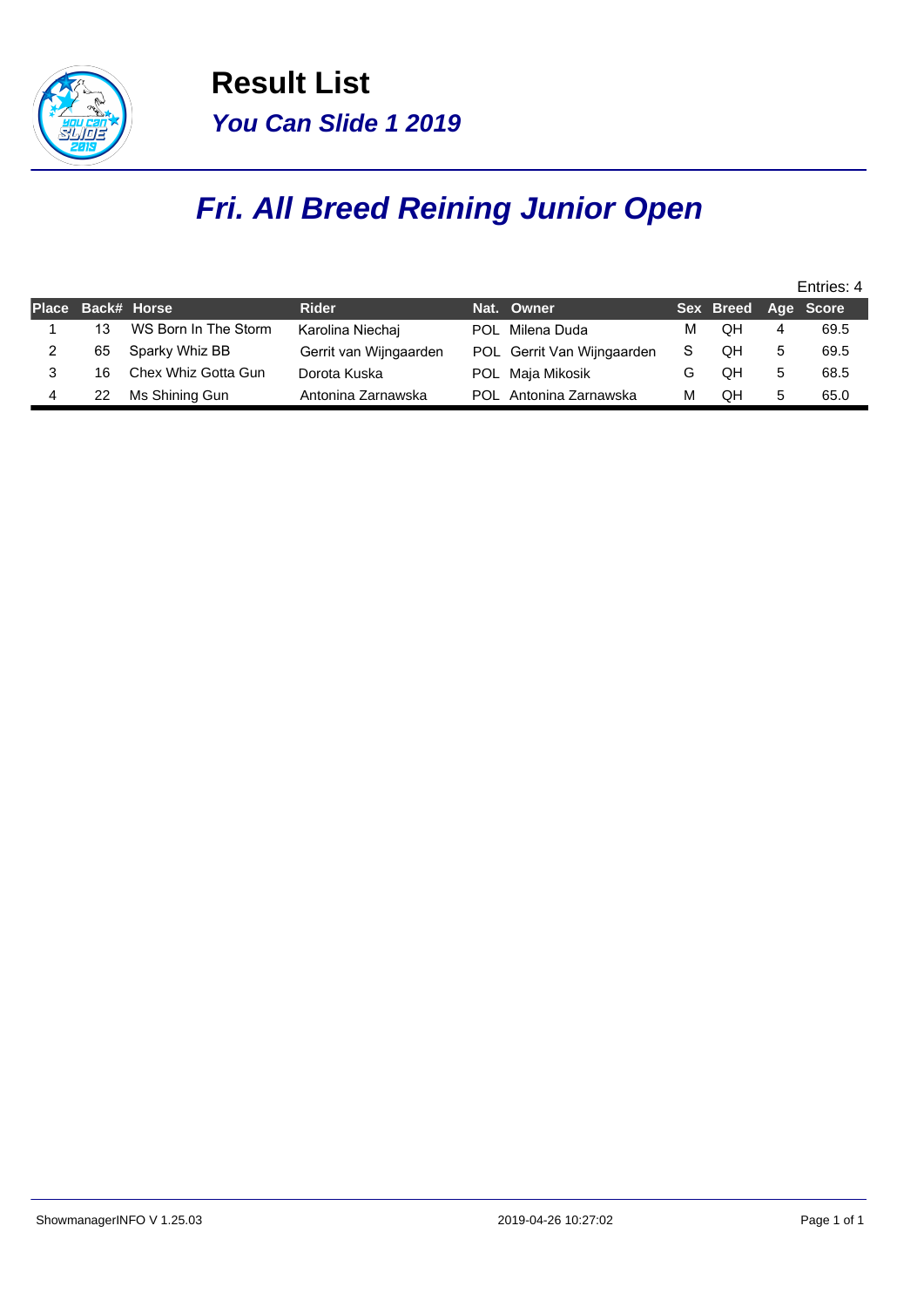# Result List

## *You Can Slide 1 2019*

# *Fri. All Breed Reining Junior Open*

Entries: 4

| Place | Back# | Horse | Rider | Nat. | Owner | Sex | Breed | Age | Score |
|---|---|---|---|---|---|---|---|---|---|
| 1 | 13 | WS Born In The Storm | Karolina Niechaj | POL | Milena Duda | M | QH | 4 | 69.5 |
| 2 | 65 | Sparky Whiz BB | Gerrit van Wijngaarden | POL | Gerrit Van Wijngaarden | S | QH | 5 | 69.5 |
| 3 | 16 | Chex Whiz Gotta Gun | Dorota Kuska | POL | Maja Mikosik | G | QH | 5 | 68.5 |
| 4 | 22 | Ms Shining Gun | Antonina Zarnawska | POL | Antonina Zarnawska | M | QH | 5 | 65.0 |

ShowmanagerINFO V 1.25.03 2019-04-26 10:27:02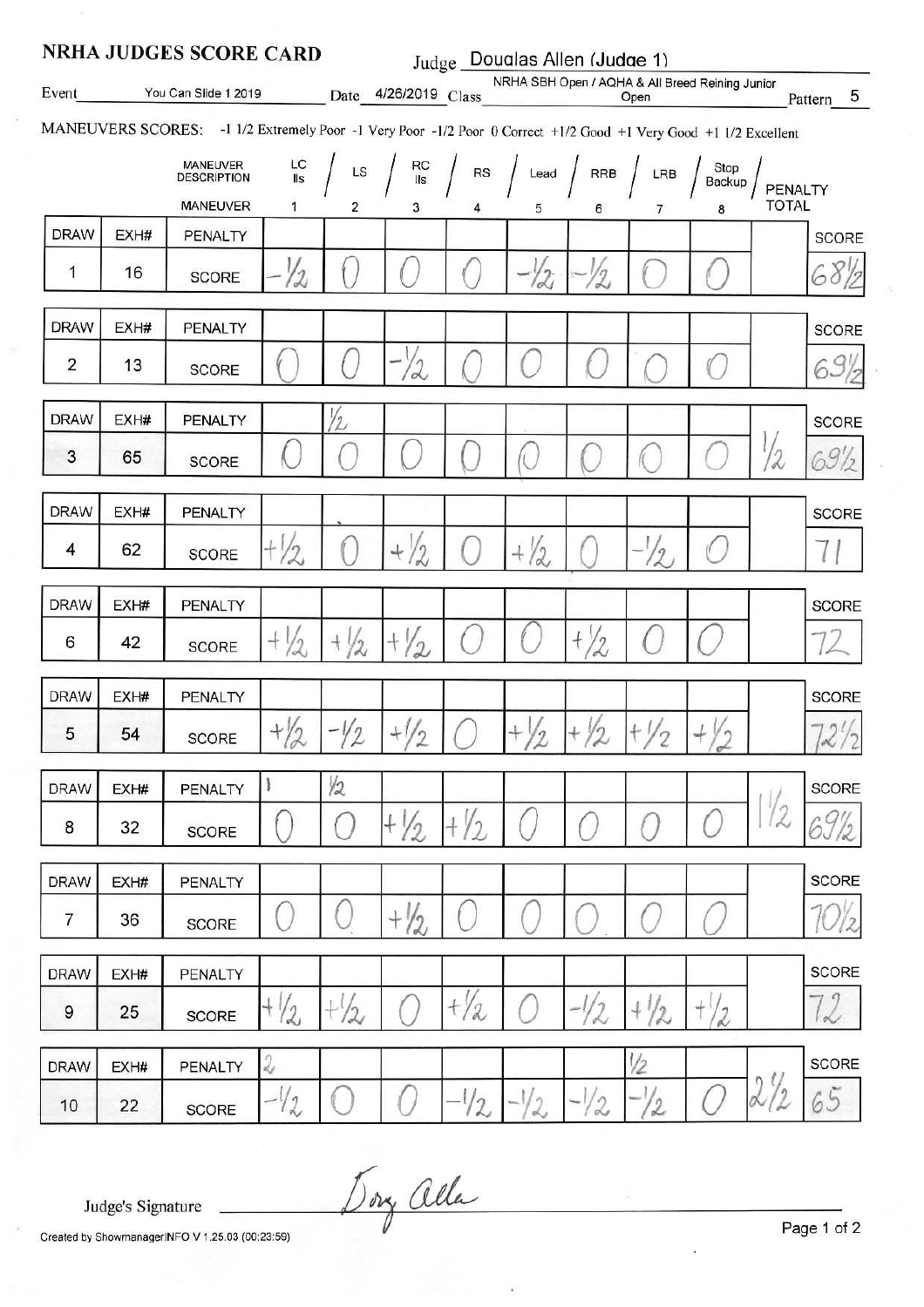# NRHA JUDGES SCORE CARD

Judge: Douglas Allen (Judge 1)

Event: You Can Slide 1 2019 Date: 4/26/2019 Class: NRHA SBH Open / AQHA & All Breed Reining Junior Open Pattern: 5

MANEUVERS SCORES: -1 1/2 Extremely Poor -1 Very Poor -1/2 Poor 0 Correct +1/2 Good +1 Very Good +1 1/2 Excellent

| DRAW | EXH# | MANEUVER DESCRIPTION | LC lls | LS | RC lls | RS | Lead | RRB | LRB | Stop Backup | PENALTY TOTAL | SCORE |
|---|---|---|---|---|---|---|---|---|---|---|---|---|
| | | MANEUVER | 1 | 2 | 3 | 4 | 5 | 6 | 7 | 8 | | |
| 1 | 16 | PENALTY | | | | | | | | | | |
| | | SCORE | -1/2 | 0 | 0 | 0 | -1/2 | -1/2 | 0 | 0 | | 68 1/2 |
| 2 | 13 | PENALTY | | | | | | | | | | |
| | | SCORE | 0 | 0 | -1/2 | 0 | 0 | 0 | 0 | 0 | | 69 1/2 |
| 3 | 65 | PENALTY | | 1/2 | | | | | | | 1/2 | |
| | | SCORE | 0 | 0 | 0 | 0 | 0 | 0 | 0 | 0 | | 69 1/2 |
| 4 | 62 | PENALTY | | | | | | | | | | |
| | | SCORE | +1/2 | 0 | +1/2 | 0 | +1/2 | 0 | -1/2 | 0 | | 71 |
| 6 | 42 | PENALTY | | | | | | | | | | |
| | | SCORE | +1/2 | +1/2 | +1/2 | 0 | 0 | +1/2 | 0 | 0 | | 72 |
| 5 | 54 | PENALTY | | | | | | | | | | |
| | | SCORE | +1/2 | -1/2 | +1/2 | 0 | +1/2 | +1/2 | +1/2 | +1/2 | | 72 1/2 |
| 8 | 32 | PENALTY | 1 | 1/2 | | | | | | | 1 1/2 | |
| | | SCORE | 0 | 0 | +1/2 | +1/2 | 0 | 0 | 0 | 0 | | 69 1/2 |
| 7 | 36 | PENALTY | | | | | | | | | | |
| | | SCORE | 0 | 0 | +1/2 | 0 | 0 | 0 | 0 | 0 | | 70 1/2 |
| 9 | 25 | PENALTY | | | | | | | | | | |
| | | SCORE | +1/2 | +1/2 | 0 | +1/2 | 0 | -1/2 | +1/2 | +1/2 | | 72 |
| 10 | 22 | PENALTY | 2 | | | | | | 1/2 | | 2 1/2 | |
| | | SCORE | -1/2 | 0 | 0 | -1/2 | -1/2 | -1/2 | -1/2 | 0 | | 65 |

Judge's Signature: Doug Allen

Created by ShowmanagerINFO V 1.25.03 (00:23:59)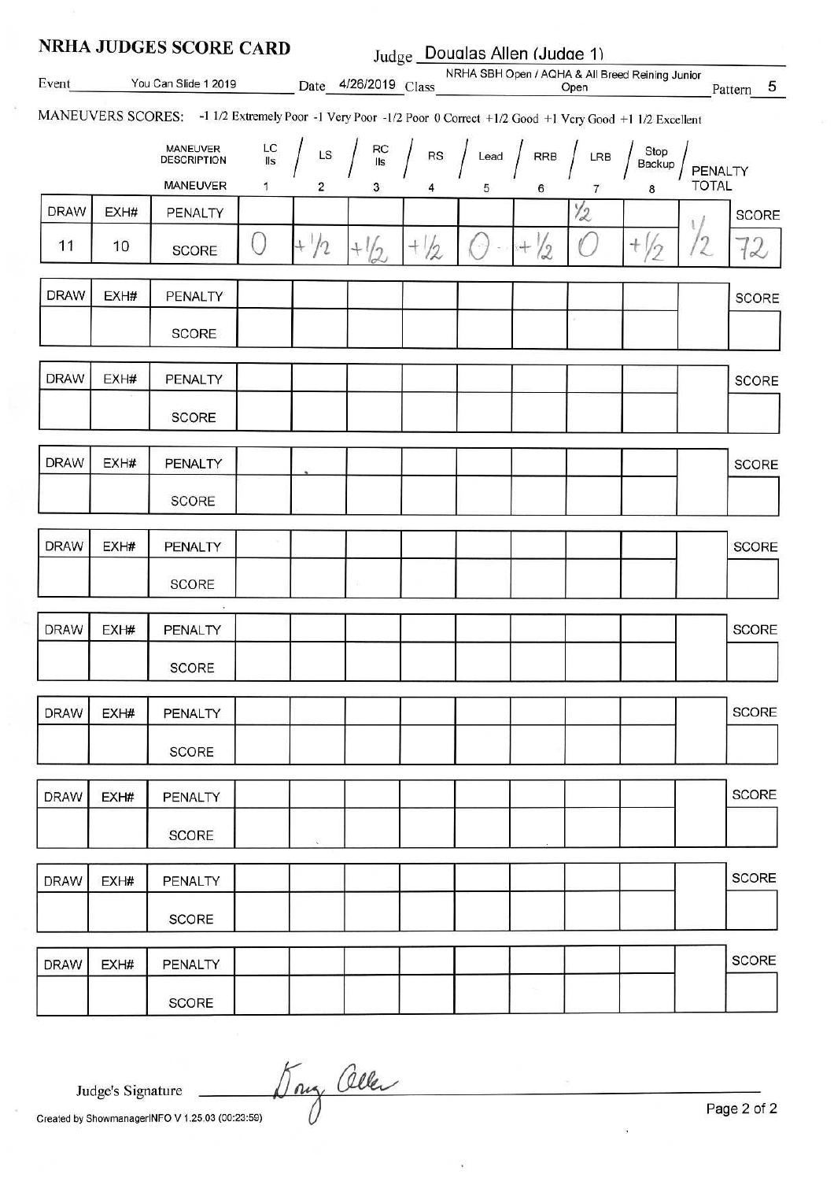# NRHA JUDGES SCORE CARD

Judge: Douglas Allen (Judge 1)

Event: You Can Slide 1 2019 | Date: 4/26/2019 | Class: NRHA SBH Open / AQHA & All Breed Reining Junior Open | Pattern: 5

MANEUVERS SCORES: -1 1/2 Extremely Poor -1 Very Poor -1/2 Poor 0 Correct +1/2 Good +1 Very Good +1 1/2 Excellent

| DRAW | EXH# | MANEUVER DESCRIPTION | LC lls | LS | RC lls | RS | Lead | RRB | LRB | Stop Backup | PENALTY TOTAL | SCORE |
|---|---|---|---|---|---|---|---|---|---|---|---|---|
| | | MANEUVER | 1 | 2 | 3 | 4 | 5 | 6 | 7 | 8 | | |
| | | PENALTY | | | | | | | 1/2 | | | |
| 11 | 10 | SCORE | 0 | +1/2 | +1/2 | +1/2 | 0 | +1/2 | 0 | +1/2 | 1/2 | 72 |
| | | PENALTY | | | | | | | | | | |
| | | SCORE | | | | | | | | | | |
| | | PENALTY | | | | | | | | | | |
| | | SCORE | | | | | | | | | | |
| | | PENALTY | | | | | | | | | | |
| | | SCORE | | | | | | | | | | |
| | | PENALTY | | | | | | | | | | |
| | | SCORE | | | | | | | | | | |
| | | PENALTY | | | | | | | | | | |
| | | SCORE | | | | | | | | | | |
| | | PENALTY | | | | | | | | | | |
| | | SCORE | | | | | | | | | | |
| | | PENALTY | | | | | | | | | | |
| | | SCORE | | | | | | | | | | |
| | | PENALTY | | | | | | | | | | |
| | | SCORE | | | | | | | | | | |
| | | PENALTY | | | | | | | | | | |
| | | SCORE | | | | | | | | | | |

Judge's Signature: Doug Allen

Created by ShowmanagerINFO V 1.25.03 (00:23:59)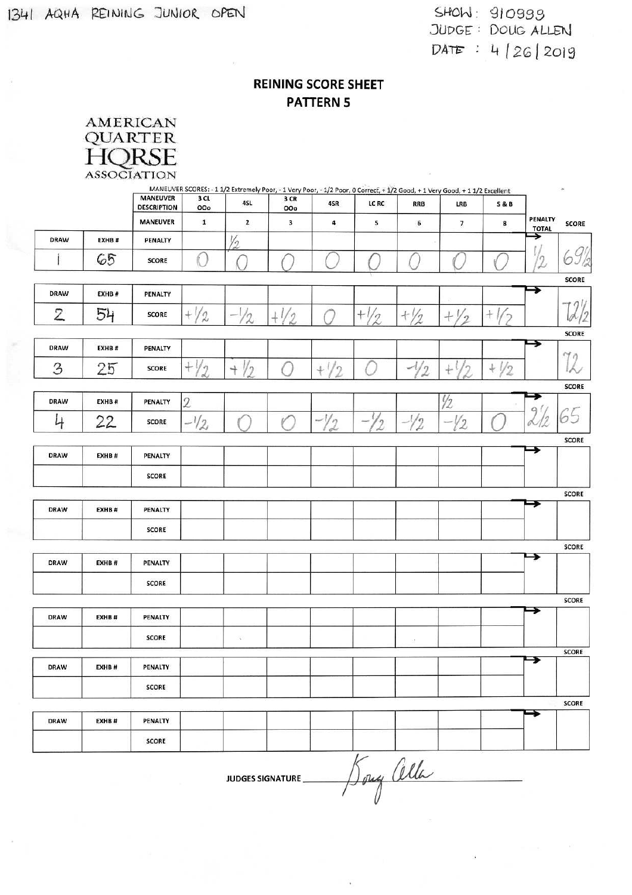1341 AQHA REINING JUNIOR OPEN

SHOW: 910999
JUDGE: DOUG ALLEN
DATE: 4/26/2019

# REINING SCORE SHEET
## PATTERN 5

AMERICAN QUARTER HORSE ASSOCIATION

MANEUVER SCORES: -1 1/2 Extremely Poor, -1 Very Poor, -1/2 Poor, 0 Correct, +1/2 Good, +1 Very Good, +1 1/2 Excellent

| | | MANEUVER DESCRIPTION | 3 CL OOo | 4SL | 3 CR OOo | 4SR | LC RC | RRB | LRB | S & B | | |
|---|---|---|---|---|---|---|---|---|---|---|---|---|
| | | MANEUVER | 1 | 2 | 3 | 4 | 5 | 6 | 7 | 8 | PENALTY TOTAL | SCORE |
| DRAW | EXHB # | PENALTY | | 1/2 | | | | | | | | |
| 1 | 65 | SCORE | 0 | 0 | 0 | 0 | 0 | 0 | 0 | 0 | 1/2 | 69 1/2 |
| DRAW | EXHB # | PENALTY | | | | | | | | | | SCORE |
| 2 | 54 | SCORE | +1/2 | -1/2 | +1/2 | 0 | +1/2 | +1/2 | +1/2 | +1/2 | | 72 1/2 |
| DRAW | EXHB # | PENALTY | | | | | | | | | | SCORE |
| 3 | 25 | SCORE | +1/2 | +1/2 | 0 | +1/2 | 0 | -1/2 | +1/2 | +1/2 | | 72 |
| DRAW | EXHB # | PENALTY | 2 | | | | | | 1/2 | | | SCORE |
| 4 | 22 | SCORE | -1/2 | 0 | 0 | -1/2 | -1/2 | -1/2 | -1/2 | 0 | 2 1/2 | 65 |
| DRAW | EXHB # | PENALTY | | | | | | | | | | SCORE |
| | | SCORE | | | | | | | | | | |
| DRAW | EXHB # | PENALTY | | | | | | | | | | SCORE |
| | | SCORE | | | | | | | | | | |
| DRAW | EXHB # | PENALTY | | | | | | | | | | SCORE |
| | | SCORE | | | | | | | | | | |
| DRAW | EXHB # | PENALTY | | | | | | | | | | SCORE |
| | | SCORE | | | | | | | | | | |
| DRAW | EXHB # | PENALTY | | | | | | | | | | SCORE |
| | | SCORE | | | | | | | | | | |
| DRAW | EXHB # | PENALTY | | | | | | | | | | SCORE |
| | | SCORE | | | | | | | | | | |

JUDGES SIGNATURE Doug Allen